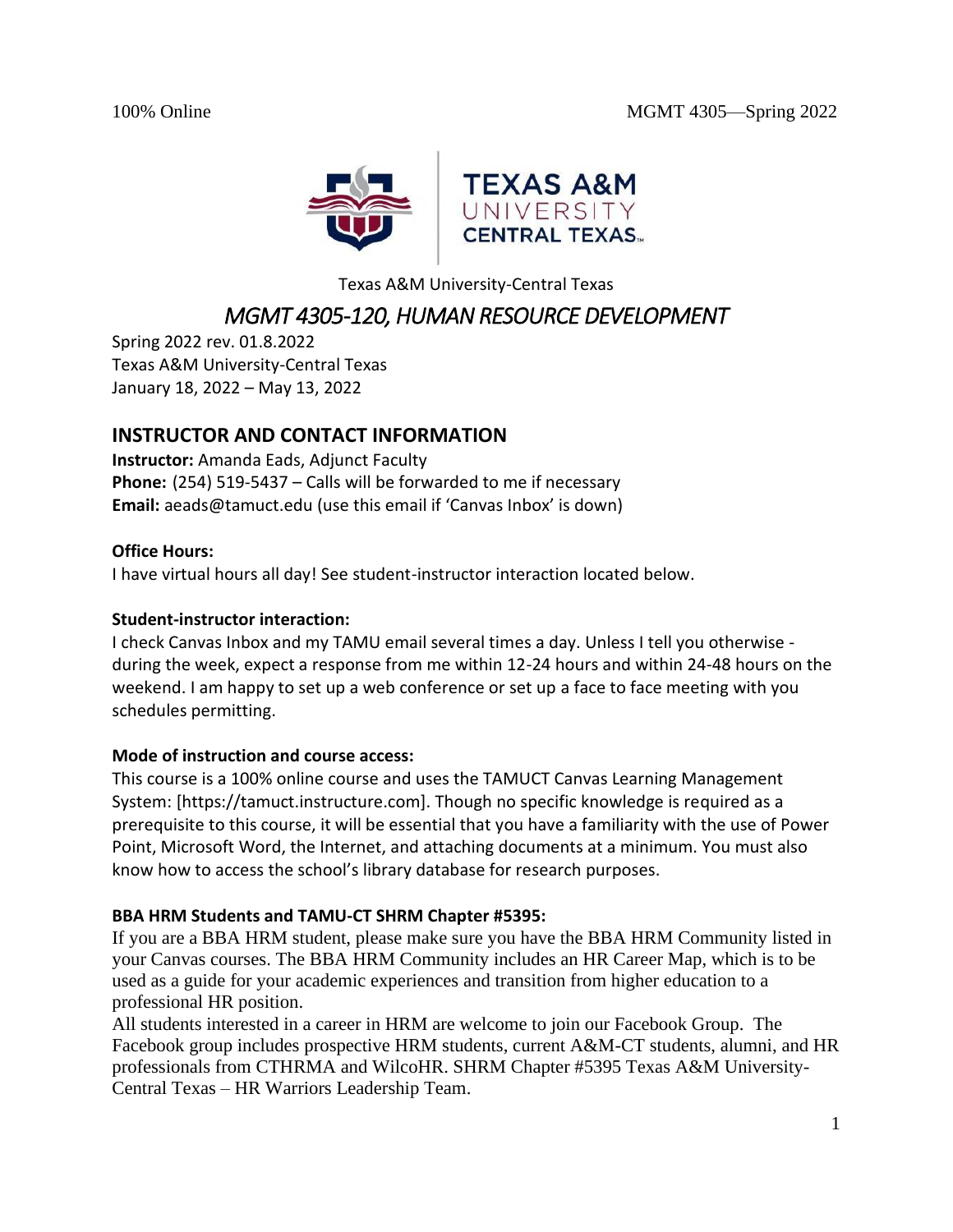100% Online MGMT 4305—Spring 2022

Texas A&M University-Central Texas

# *MGMT 4305-120, HUMAN RESOURCE DEVELOPMENT*

Spring 2022 rev. 01.8.2022
Texas A&M University-Central Texas
January 18, 2022 – May 13, 2022

## INSTRUCTOR AND CONTACT INFORMATION

**Instructor:** Amanda Eads, Adjunct Faculty
**Phone:** (254) 519-5437 – Calls will be forwarded to me if necessary
**Email:** aeads@tamuct.edu (use this email if 'Canvas Inbox' is down)

**Office Hours:**
I have virtual hours all day! See student-instructor interaction located below.

**Student-instructor interaction:**
I check Canvas Inbox and my TAMU email several times a day. Unless I tell you otherwise - during the week, expect a response from me within 12-24 hours and within 24-48 hours on the weekend. I am happy to set up a web conference or set up a face to face meeting with you schedules permitting.

**Mode of instruction and course access:**
This course is a 100% online course and uses the TAMUCT Canvas Learning Management System: [https://tamuct.instructure.com]. Though no specific knowledge is required as a prerequisite to this course, it will be essential that you have a familiarity with the use of Power Point, Microsoft Word, the Internet, and attaching documents at a minimum. You must also know how to access the school's library database for research purposes.

**BBA HRM Students and TAMU-CT SHRM Chapter #5395:**
If you are a BBA HRM student, please make sure you have the BBA HRM Community listed in your Canvas courses. The BBA HRM Community includes an HR Career Map, which is to be used as a guide for your academic experiences and transition from higher education to a professional HR position.
All students interested in a career in HRM are welcome to join our Facebook Group. The Facebook group includes prospective HRM students, current A&M-CT students, alumni, and HR professionals from CTHRMA and WilcoHR. SHRM Chapter #5395 Texas A&M University-Central Texas – HR Warriors Leadership Team.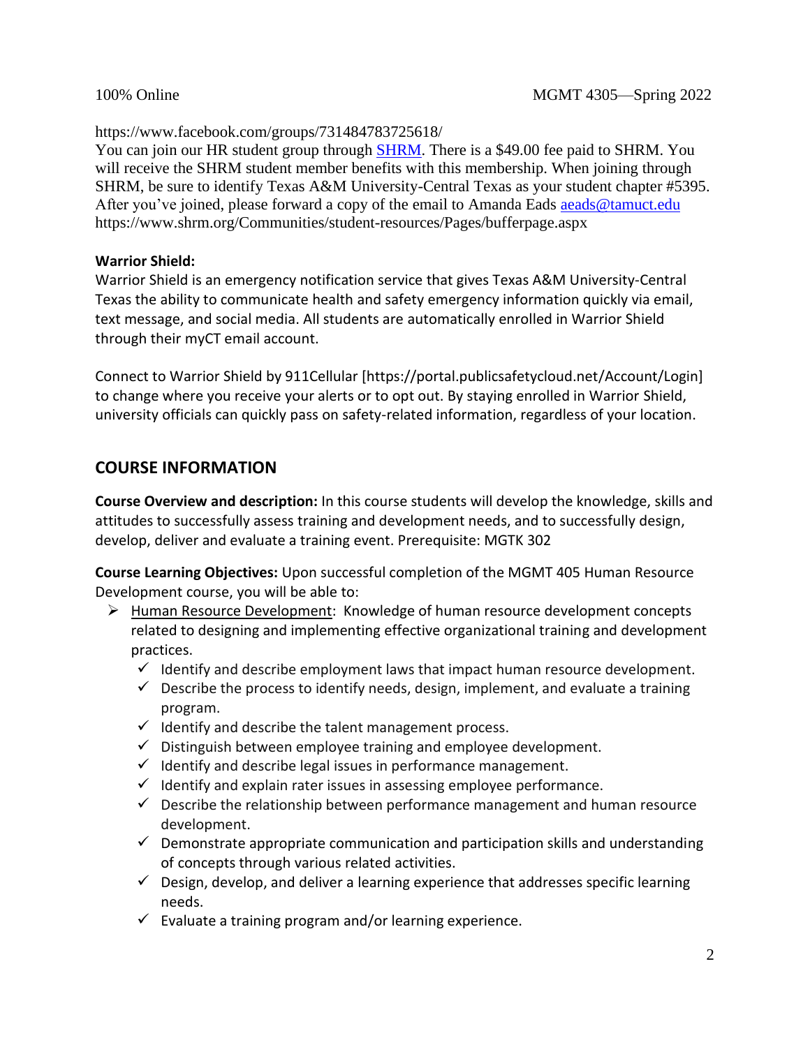https://www.facebook.com/groups/731484783725618/
You can join our HR student group through [SHRM](https://www.shrm.org). There is a $49.00 fee paid to SHRM. You will receive the SHRM student member benefits with this membership. When joining through SHRM, be sure to identify Texas A&M University-Central Texas as your student chapter #5395. After you've joined, please forward a copy of the email to Amanda Eads aeads@tamuct.edu
https://www.shrm.org/Communities/student-resources/Pages/bufferpage.aspx

**Warrior Shield:**
Warrior Shield is an emergency notification service that gives Texas A&M University-Central Texas the ability to communicate health and safety emergency information quickly via email, text message, and social media. All students are automatically enrolled in Warrior Shield through their myCT email account.

Connect to Warrior Shield by 911Cellular [https://portal.publicsafetycloud.net/Account/Login] to change where you receive your alerts or to opt out. By staying enrolled in Warrior Shield, university officials can quickly pass on safety-related information, regardless of your location.

## COURSE INFORMATION

**Course Overview and description:** In this course students will develop the knowledge, skills and attitudes to successfully assess training and development needs, and to successfully design, develop, deliver and evaluate a training event. Prerequisite: MGTK 302

**Course Learning Objectives:** Upon successful completion of the MGMT 405 Human Resource Development course, you will be able to:

- Human Resource Development: Knowledge of human resource development concepts related to designing and implementing effective organizational training and development practices.
  - ✓ Identify and describe employment laws that impact human resource development.
  - ✓ Describe the process to identify needs, design, implement, and evaluate a training program.
  - ✓ Identify and describe the talent management process.
  - ✓ Distinguish between employee training and employee development.
  - ✓ Identify and describe legal issues in performance management.
  - ✓ Identify and explain rater issues in assessing employee performance.
  - ✓ Describe the relationship between performance management and human resource development.
  - ✓ Demonstrate appropriate communication and participation skills and understanding of concepts through various related activities.
  - ✓ Design, develop, and deliver a learning experience that addresses specific learning needs.
  - ✓ Evaluate a training program and/or learning experience.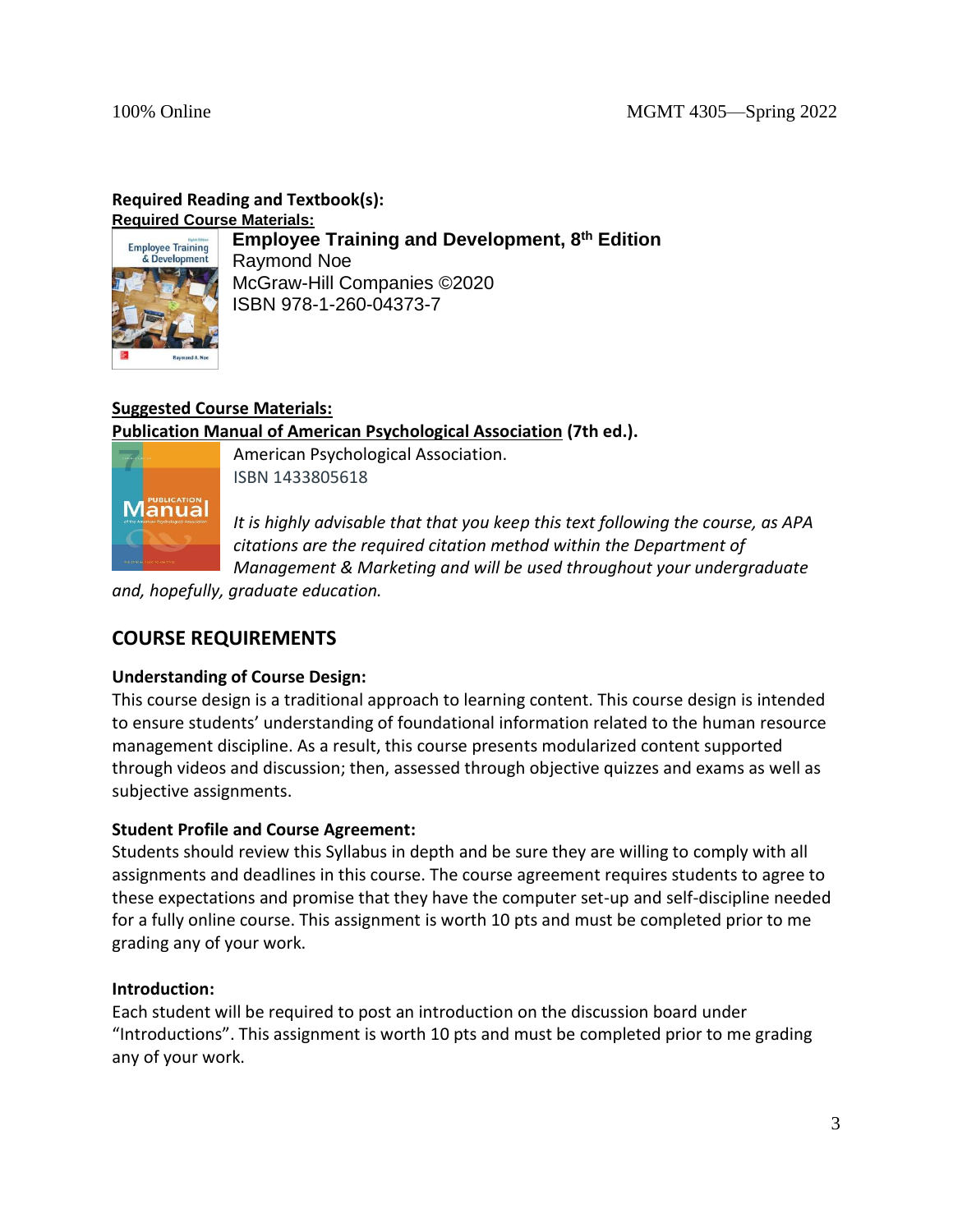**Required Reading and Textbook(s):**

**Required Course Materials:**

**Employee Training and Development, 8th Edition**
Raymond Noe
McGraw-Hill Companies ©2020
ISBN 978-1-260-04373-7

**Suggested Course Materials:**

**Publication Manual of American Psychological Association (7th ed.).**
American Psychological Association.
ISBN 1433805618

*It is highly advisable that that you keep this text following the course, as APA citations are the required citation method within the Department of Management & Marketing and will be used throughout your undergraduate and, hopefully, graduate education.*

## COURSE REQUIREMENTS

**Understanding of Course Design:**

This course design is a traditional approach to learning content. This course design is intended to ensure students' understanding of foundational information related to the human resource management discipline. As a result, this course presents modularized content supported through videos and discussion; then, assessed through objective quizzes and exams as well as subjective assignments.

**Student Profile and Course Agreement:**

Students should review this Syllabus in depth and be sure they are willing to comply with all assignments and deadlines in this course. The course agreement requires students to agree to these expectations and promise that they have the computer set-up and self-discipline needed for a fully online course. This assignment is worth 10 pts and must be completed prior to me grading any of your work.

**Introduction:**

Each student will be required to post an introduction on the discussion board under "Introductions". This assignment is worth 10 pts and must be completed prior to me grading any of your work.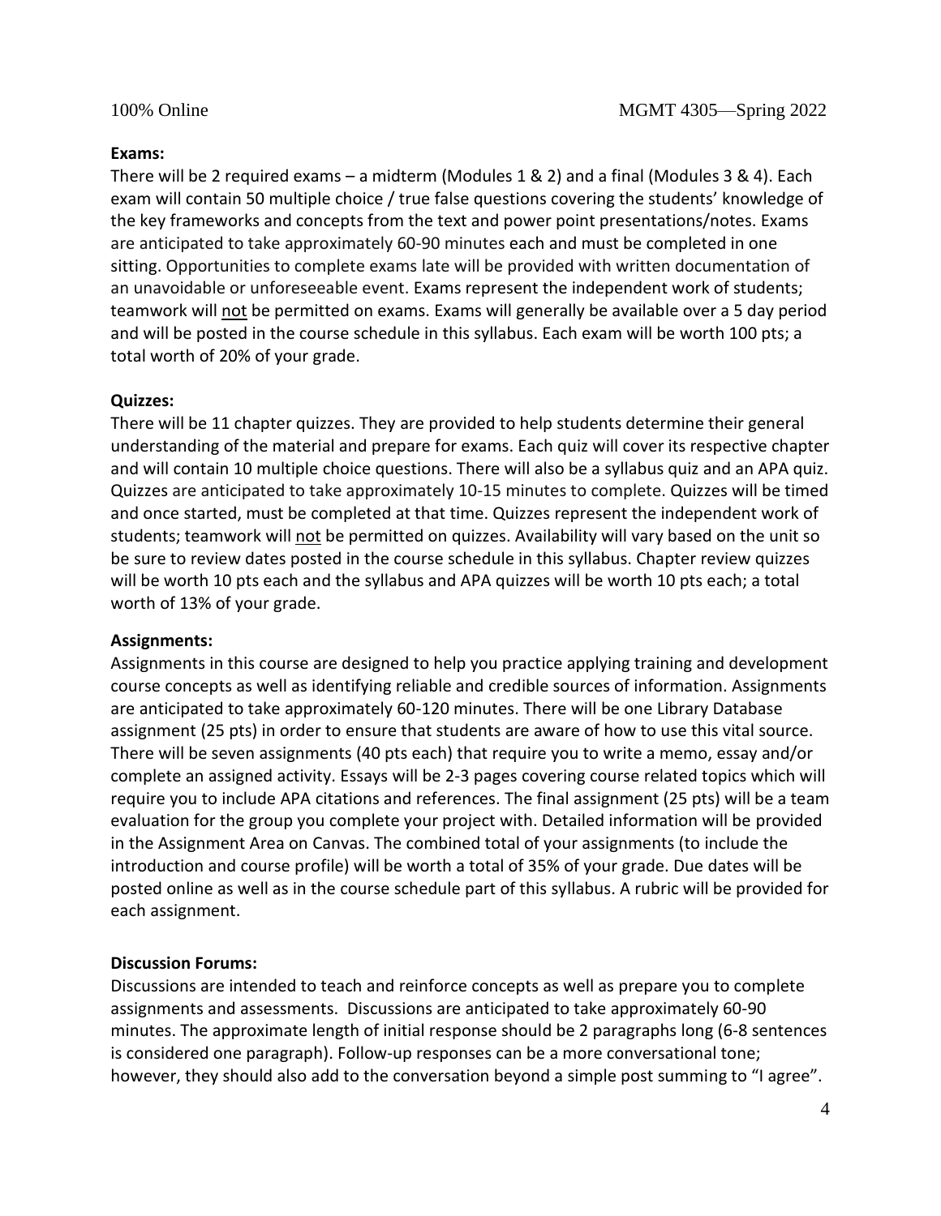**Exams:**

There will be 2 required exams – a midterm (Modules 1 & 2) and a final (Modules 3 & 4). Each exam will contain 50 multiple choice / true false questions covering the students' knowledge of the key frameworks and concepts from the text and power point presentations/notes. Exams are anticipated to take approximately 60-90 minutes each and must be completed in one sitting. Opportunities to complete exams late will be provided with written documentation of an unavoidable or unforeseeable event. Exams represent the independent work of students; teamwork will <u>not</u> be permitted on exams. Exams will generally be available over a 5 day period and will be posted in the course schedule in this syllabus. Each exam will be worth 100 pts; a total worth of 20% of your grade.

**Quizzes:**

There will be 11 chapter quizzes. They are provided to help students determine their general understanding of the material and prepare for exams. Each quiz will cover its respective chapter and will contain 10 multiple choice questions. There will also be a syllabus quiz and an APA quiz. Quizzes are anticipated to take approximately 10-15 minutes to complete. Quizzes will be timed and once started, must be completed at that time. Quizzes represent the independent work of students; teamwork will <u>not</u> be permitted on quizzes. Availability will vary based on the unit so be sure to review dates posted in the course schedule in this syllabus. Chapter review quizzes will be worth 10 pts each and the syllabus and APA quizzes will be worth 10 pts each; a total worth of 13% of your grade.

**Assignments:**

Assignments in this course are designed to help you practice applying training and development course concepts as well as identifying reliable and credible sources of information. Assignments are anticipated to take approximately 60-120 minutes. There will be one Library Database assignment (25 pts) in order to ensure that students are aware of how to use this vital source. There will be seven assignments (40 pts each) that require you to write a memo, essay and/or complete an assigned activity. Essays will be 2-3 pages covering course related topics which will require you to include APA citations and references. The final assignment (25 pts) will be a team evaluation for the group you complete your project with. Detailed information will be provided in the Assignment Area on Canvas. The combined total of your assignments (to include the introduction and course profile) will be worth a total of 35% of your grade. Due dates will be posted online as well as in the course schedule part of this syllabus. A rubric will be provided for each assignment.

**Discussion Forums:**

Discussions are intended to teach and reinforce concepts as well as prepare you to complete assignments and assessments. Discussions are anticipated to take approximately 60-90 minutes. The approximate length of initial response should be 2 paragraphs long (6-8 sentences is considered one paragraph). Follow-up responses can be a more conversational tone; however, they should also add to the conversation beyond a simple post summing to "I agree".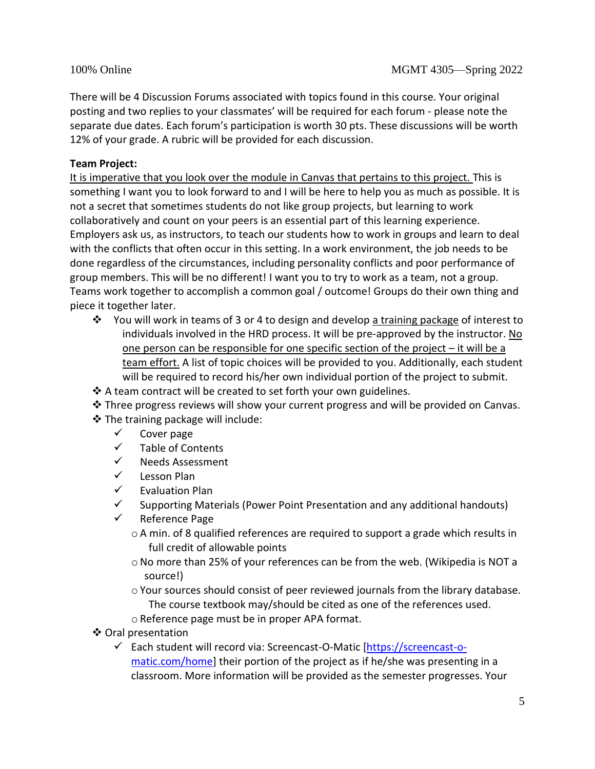There will be 4 Discussion Forums associated with topics found in this course. Your original posting and two replies to your classmates' will be required for each forum - please note the separate due dates. Each forum's participation is worth 30 pts. These discussions will be worth 12% of your grade. A rubric will be provided for each discussion.

**Team Project:**

It is imperative that you look over the module in Canvas that pertains to this project. This is something I want you to look forward to and I will be here to help you as much as possible. It is not a secret that sometimes students do not like group projects, but learning to work collaboratively and count on your peers is an essential part of this learning experience. Employers ask us, as instructors, to teach our students how to work in groups and learn to deal with the conflicts that often occur in this setting. In a work environment, the job needs to be done regardless of the circumstances, including personality conflicts and poor performance of group members. This will be no different! I want you to try to work as a team, not a group. Teams work together to accomplish a common goal / outcome! Groups do their own thing and piece it together later.

- ❖ You will work in teams of 3 or 4 to design and develop a training package of interest to individuals involved in the HRD process. It will be pre-approved by the instructor. No one person can be responsible for one specific section of the project – it will be a team effort. A list of topic choices will be provided to you. Additionally, each student will be required to record his/her own individual portion of the project to submit.
- ❖ A team contract will be created to set forth your own guidelines.
- ❖ Three progress reviews will show your current progress and will be provided on Canvas.
- ❖ The training package will include:
  - ✓ Cover page
  - ✓ Table of Contents
  - ✓ Needs Assessment
  - ✓ Lesson Plan
  - ✓ Evaluation Plan
  - ✓ Supporting Materials (Power Point Presentation and any additional handouts)
  - ✓ Reference Page
    - A min. of 8 qualified references are required to support a grade which results in full credit of allowable points
    - No more than 25% of your references can be from the web. (Wikipedia is NOT a source!)
    - Your sources should consist of peer reviewed journals from the library database. The course textbook may/should be cited as one of the references used.
    - Reference page must be in proper APA format.
- ❖ Oral presentation
  - ✓ Each student will record via: Screencast-O-Matic [https://screencast-o-matic.com/home] their portion of the project as if he/she was presenting in a classroom. More information will be provided as the semester progresses. Your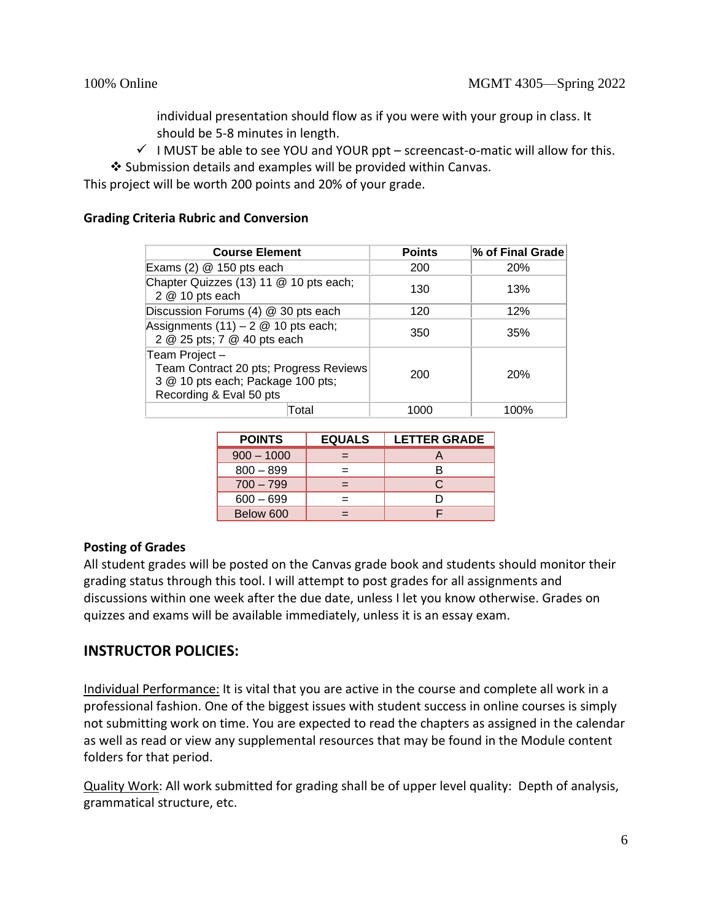individual presentation should flow as if you were with your group in class. It should be 5-8 minutes in length.

- ✓ I MUST be able to see YOU and YOUR ppt – screencast-o-matic will allow for this.

❖ Submission details and examples will be provided within Canvas.

This project will be worth 200 points and 20% of your grade.

**Grading Criteria Rubric and Conversion**

| Course Element | Points | % of Final Grade |
|---|---|---|
| Exams (2) @ 150 pts each | 200 | 20% |
| Chapter Quizzes (13) 11 @ 10 pts each; 2 @ 10 pts each | 130 | 13% |
| Discussion Forums (4) @ 30 pts each | 120 | 12% |
| Assignments (11) – 2 @ 10 pts each; 2 @ 25 pts; 7 @ 40 pts each | 350 | 35% |
| Team Project – Team Contract 20 pts; Progress Reviews 3 @ 10 pts each; Package 100 pts; Recording & Eval 50 pts | 200 | 20% |
| Total | 1000 | 100% |

| POINTS | EQUALS | LETTER GRADE |
|---|---|---|
| 900 – 1000 | = | A |
| 800 – 899 | = | B |
| 700 – 799 | = | C |
| 600 – 699 | = | D |
| Below 600 | = | F |

**Posting of Grades**

All student grades will be posted on the Canvas grade book and students should monitor their grading status through this tool. I will attempt to post grades for all assignments and discussions within one week after the due date, unless I let you know otherwise. Grades on quizzes and exams will be available immediately, unless it is an essay exam.

## INSTRUCTOR POLICIES:

Individual Performance: It is vital that you are active in the course and complete all work in a professional fashion. One of the biggest issues with student success in online courses is simply not submitting work on time. You are expected to read the chapters as assigned in the calendar as well as read or view any supplemental resources that may be found in the Module content folders for that period.

Quality Work: All work submitted for grading shall be of upper level quality: Depth of analysis, grammatical structure, etc.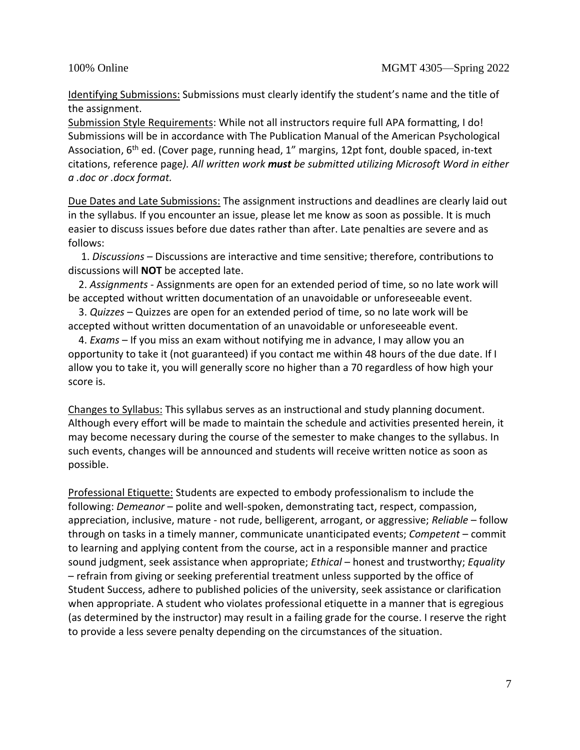<u>Identifying Submissions:</u> Submissions must clearly identify the student's name and the title of the assignment.

<u>Submission Style Requirements</u>: While not all instructors require full APA formatting, I do! Submissions will be in accordance with The Publication Manual of the American Psychological Association, 6th ed. (Cover page, running head, 1" margins, 12pt font, double spaced, in-text citations, reference page*). All written work **must** be submitted utilizing Microsoft Word in either a .doc or .docx format.*

<u>Due Dates and Late Submissions:</u> The assignment instructions and deadlines are clearly laid out in the syllabus. If you encounter an issue, please let me know as soon as possible. It is much easier to discuss issues before due dates rather than after. Late penalties are severe and as follows:

1. *Discussions* – Discussions are interactive and time sensitive; therefore, contributions to discussions will **NOT** be accepted late.
2. *Assignments* - Assignments are open for an extended period of time, so no late work will be accepted without written documentation of an unavoidable or unforeseeable event.
3. *Quizzes* – Quizzes are open for an extended period of time, so no late work will be accepted without written documentation of an unavoidable or unforeseeable event.
4. *Exams* – If you miss an exam without notifying me in advance, I may allow you an opportunity to take it (not guaranteed) if you contact me within 48 hours of the due date. If I allow you to take it, you will generally score no higher than a 70 regardless of how high your score is.

<u>Changes to Syllabus:</u> This syllabus serves as an instructional and study planning document. Although every effort will be made to maintain the schedule and activities presented herein, it may become necessary during the course of the semester to make changes to the syllabus. In such events, changes will be announced and students will receive written notice as soon as possible.

<u>Professional Etiquette:</u> Students are expected to embody professionalism to include the following: *Demeanor* – polite and well-spoken, demonstrating tact, respect, compassion, appreciation, inclusive, mature - not rude, belligerent, arrogant, or aggressive; *Reliable* – follow through on tasks in a timely manner, communicate unanticipated events; *Competent* – commit to learning and applying content from the course, act in a responsible manner and practice sound judgment, seek assistance when appropriate; *Ethical* – honest and trustworthy; *Equality* – refrain from giving or seeking preferential treatment unless supported by the office of Student Success, adhere to published policies of the university, seek assistance or clarification when appropriate. A student who violates professional etiquette in a manner that is egregious (as determined by the instructor) may result in a failing grade for the course. I reserve the right to provide a less severe penalty depending on the circumstances of the situation.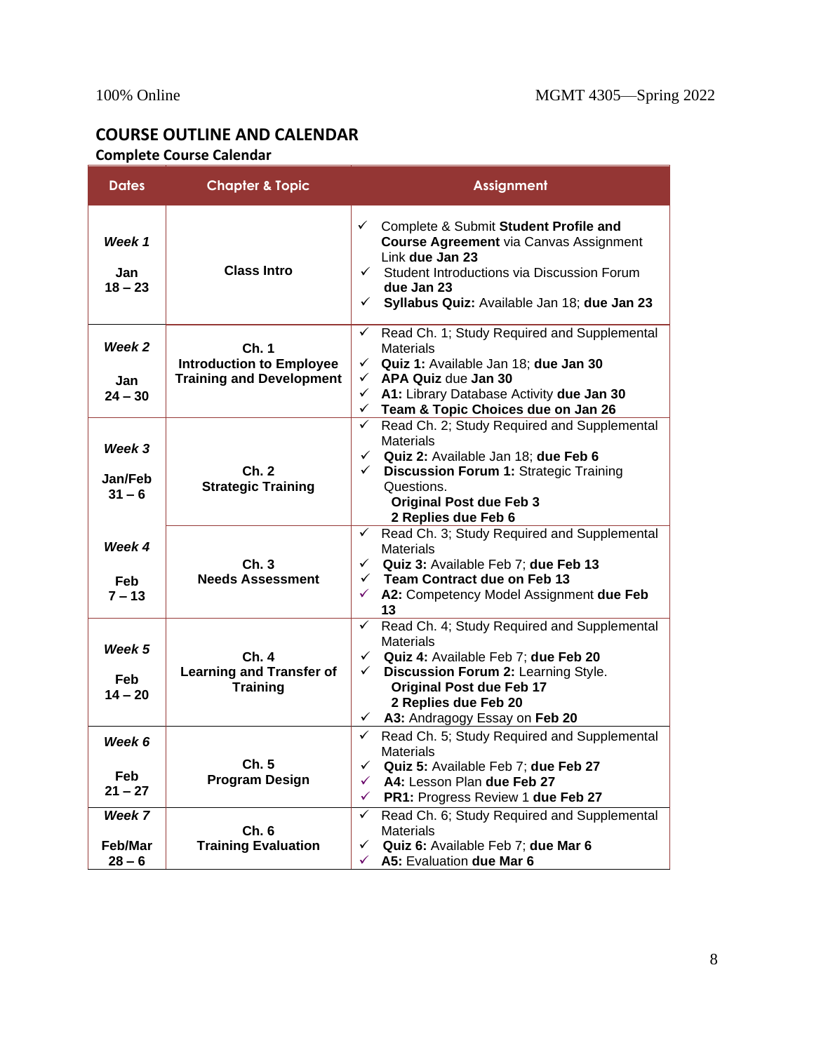## COURSE OUTLINE AND CALENDAR

### Complete Course Calendar

| Dates | Chapter & Topic | Assignment |
|---|---|---|
| ***Week 1***<br>**Jan 18 – 23** | **Class Intro** | ✓ Complete & Submit **Student Profile and Course Agreement** via Canvas Assignment Link **due Jan 23**<br>✓ Student Introductions via Discussion Forum **due Jan 23**<br>✓ **Syllabus Quiz:** Available Jan 18; **due Jan 23** |
| ***Week 2***<br>**Jan 24 – 30** | **Ch. 1**<br>**Introduction to Employee Training and Development** | ✓ Read Ch. 1; Study Required and Supplemental Materials<br>✓ **Quiz 1:** Available Jan 18; **due Jan 30**<br>✓ **APA Quiz** due **Jan 30**<br>✓ **A1:** Library Database Activity **due Jan 30**<br>✓ **Team & Topic Choices due on Jan 26** |
| ***Week 3***<br>**Jan/Feb 31 – 6** | **Ch. 2**<br>**Strategic Training** | ✓ Read Ch. 2; Study Required and Supplemental Materials<br>✓ **Quiz 2:** Available Jan 18; **due Feb 6**<br>✓ **Discussion Forum 1:** Strategic Training Questions.<br>**Original Post due Feb 3**<br>**2 Replies due Feb 6** |
| ***Week 4***<br>**Feb 7 – 13** | **Ch. 3**<br>**Needs Assessment** | ✓ Read Ch. 3; Study Required and Supplemental Materials<br>✓ **Quiz 3:** Available Feb 7; **due Feb 13**<br>✓ **Team Contract due on Feb 13**<br>✓ **A2:** Competency Model Assignment **due Feb 13** |
| ***Week 5***<br>**Feb 14 – 20** | **Ch. 4**<br>**Learning and Transfer of Training** | ✓ Read Ch. 4; Study Required and Supplemental Materials<br>✓ **Quiz 4:** Available Feb 7; **due Feb 20**<br>✓ **Discussion Forum 2:** Learning Style.<br>**Original Post due Feb 17**<br>**2 Replies due Feb 20**<br>✓ **A3:** Andragogy Essay on **Feb 20** |
| ***Week 6***<br>**Feb 21 – 27** | **Ch. 5**<br>**Program Design** | ✓ Read Ch. 5; Study Required and Supplemental Materials<br>✓ **Quiz 5:** Available Feb 7; **due Feb 27**<br>✓ **A4:** Lesson Plan **due Feb 27**<br>✓ **PR1:** Progress Review 1 **due Feb 27** |
| ***Week 7***<br>**Feb/Mar 28 – 6** | **Ch. 6**<br>**Training Evaluation** | ✓ Read Ch. 6; Study Required and Supplemental Materials<br>✓ **Quiz 6:** Available Feb 7; **due Mar 6**<br>✓ **A5:** Evaluation **due Mar 6** |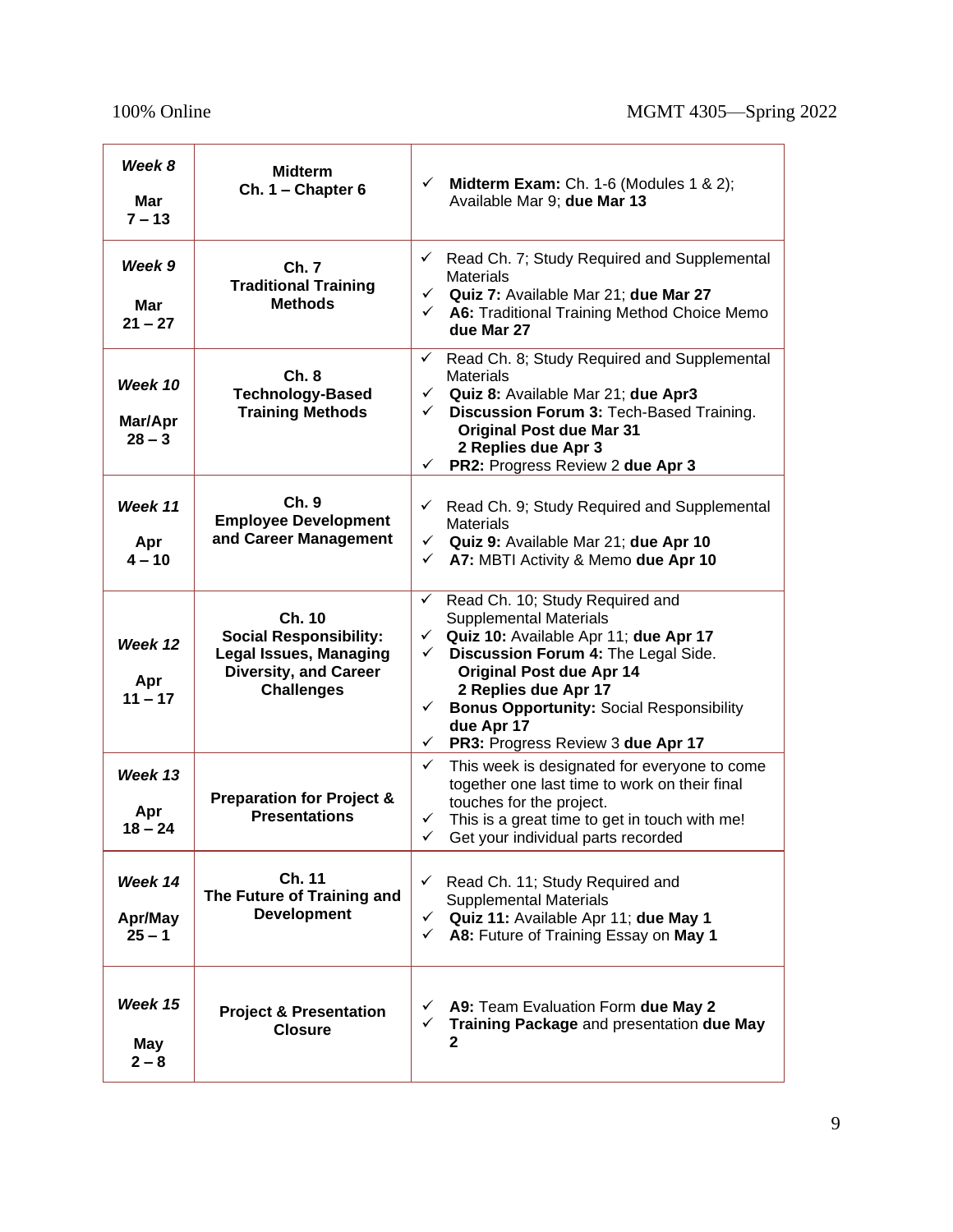| ***Week 8*** **Mar 7 – 13** | **Midterm Ch. 1 – Chapter 6** | ✓ **Midterm Exam:** Ch. 1-6 (Modules 1 & 2); Available Mar 9; **due Mar 13** |
|---|---|---|
| ***Week 9*** **Mar 21 – 27** | **Ch. 7 Traditional Training Methods** | ✓ Read Ch. 7; Study Required and Supplemental Materials<br>✓ **Quiz 7:** Available Mar 21; **due Mar 27**<br>✓ **A6:** Traditional Training Method Choice Memo **due Mar 27** |
| ***Week 10*** **Mar/Apr 28 – 3** | **Ch. 8 Technology-Based Training Methods** | ✓ Read Ch. 8; Study Required and Supplemental Materials<br>✓ **Quiz 8:** Available Mar 21; **due Apr3**<br>✓ **Discussion Forum 3:** Tech-Based Training. **Original Post due Mar 31** **2 Replies due Apr 3**<br>✓ **PR2:** Progress Review 2 **due Apr 3** |
| ***Week 11*** **Apr 4 – 10** | **Ch. 9 Employee Development and Career Management** | ✓ Read Ch. 9; Study Required and Supplemental Materials<br>✓ **Quiz 9:** Available Mar 21; **due Apr 10**<br>✓ **A7:** MBTI Activity & Memo **due Apr 10** |
| ***Week 12*** **Apr 11 – 17** | **Ch. 10 Social Responsibility: Legal Issues, Managing Diversity, and Career Challenges** | ✓ Read Ch. 10; Study Required and Supplemental Materials<br>✓ **Quiz 10:** Available Apr 11; **due Apr 17**<br>✓ **Discussion Forum 4:** The Legal Side. **Original Post due Apr 14** **2 Replies due Apr 17**<br>✓ **Bonus Opportunity:** Social Responsibility **due Apr 17**<br>✓ **PR3:** Progress Review 3 **due Apr 17** |
| ***Week 13*** **Apr 18 – 24** | **Preparation for Project & Presentations** | ✓ This week is designated for everyone to come together one last time to work on their final touches for the project.<br>✓ This is a great time to get in touch with me!<br>✓ Get your individual parts recorded |
| ***Week 14*** **Apr/May 25 – 1** | **Ch. 11 The Future of Training and Development** | ✓ Read Ch. 11; Study Required and Supplemental Materials<br>✓ **Quiz 11:** Available Apr 11; **due May 1**<br>✓ **A8:** Future of Training Essay on **May 1** |
| ***Week 15*** **May 2 – 8** | **Project & Presentation Closure** | ✓ **A9:** Team Evaluation Form **due May 2**<br>✓ **Training Package** and presentation **due May 2** |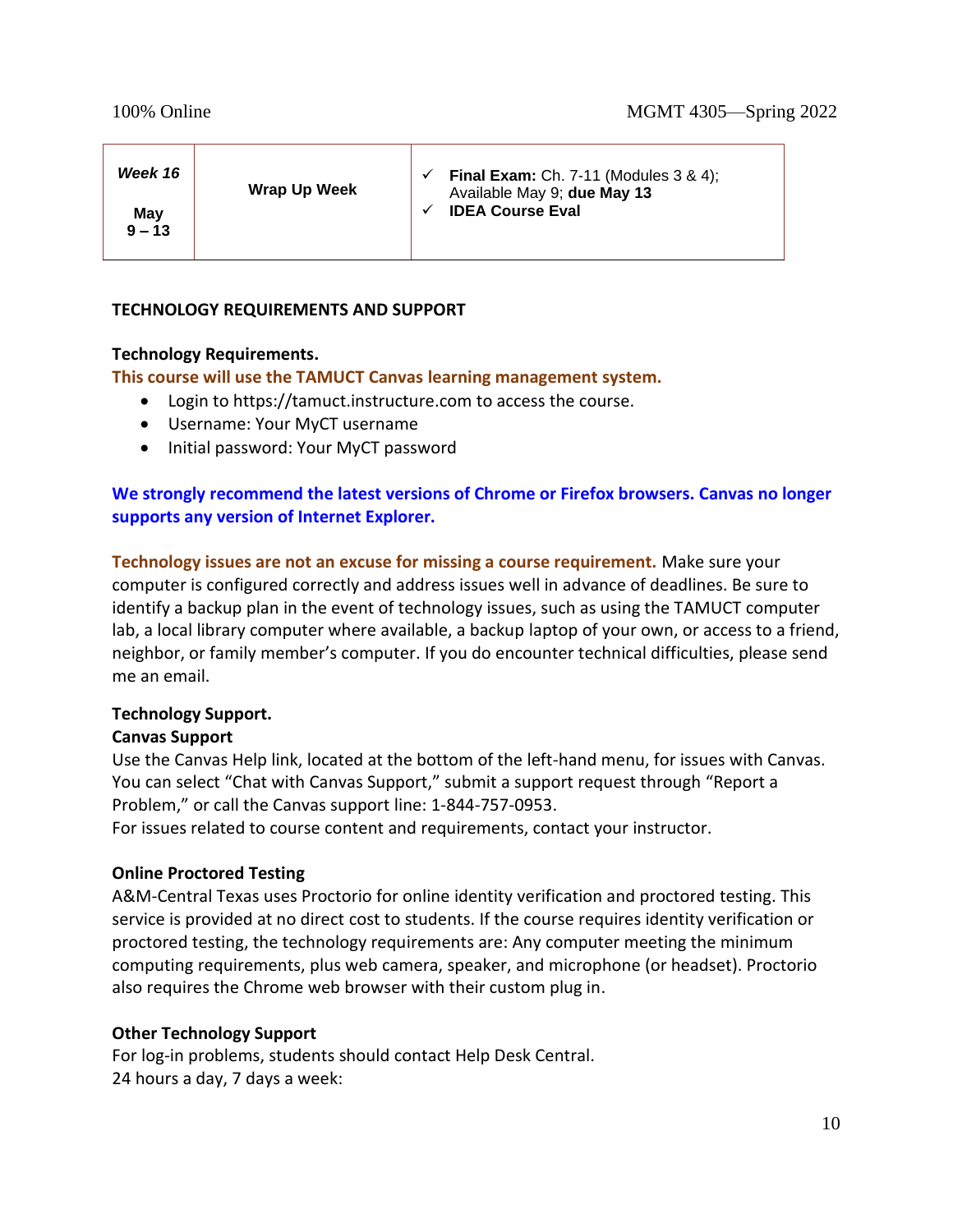| *Week 16*<br><br>**May 9 – 13** | **Wrap Up Week** | ✓ **Final Exam:** Ch. 7-11 (Modules 3 & 4); Available May 9; **due May 13**<br>✓ **IDEA Course Eval** |
|---|---|---|

## TECHNOLOGY REQUIREMENTS AND SUPPORT

### Technology Requirements.

**This course will use the TAMUCT Canvas learning management system.**

- Login to https://tamuct.instructure.com to access the course.
- Username: Your MyCT username
- Initial password: Your MyCT password

**We strongly recommend the latest versions of Chrome or Firefox browsers. Canvas no longer supports any version of Internet Explorer.**

**Technology issues are not an excuse for missing a course requirement.** Make sure your computer is configured correctly and address issues well in advance of deadlines. Be sure to identify a backup plan in the event of technology issues, such as using the TAMUCT computer lab, a local library computer where available, a backup laptop of your own, or access to a friend, neighbor, or family member's computer. If you do encounter technical difficulties, please send me an email.

### Technology Support.

**Canvas Support**

Use the Canvas Help link, located at the bottom of the left-hand menu, for issues with Canvas. You can select "Chat with Canvas Support," submit a support request through "Report a Problem," or call the Canvas support line: 1-844-757-0953.

For issues related to course content and requirements, contact your instructor.

**Online Proctored Testing**

A&M-Central Texas uses Proctorio for online identity verification and proctored testing. This service is provided at no direct cost to students. If the course requires identity verification or proctored testing, the technology requirements are: Any computer meeting the minimum computing requirements, plus web camera, speaker, and microphone (or headset). Proctorio also requires the Chrome web browser with their custom plug in.

**Other Technology Support**

For log-in problems, students should contact Help Desk Central.

24 hours a day, 7 days a week: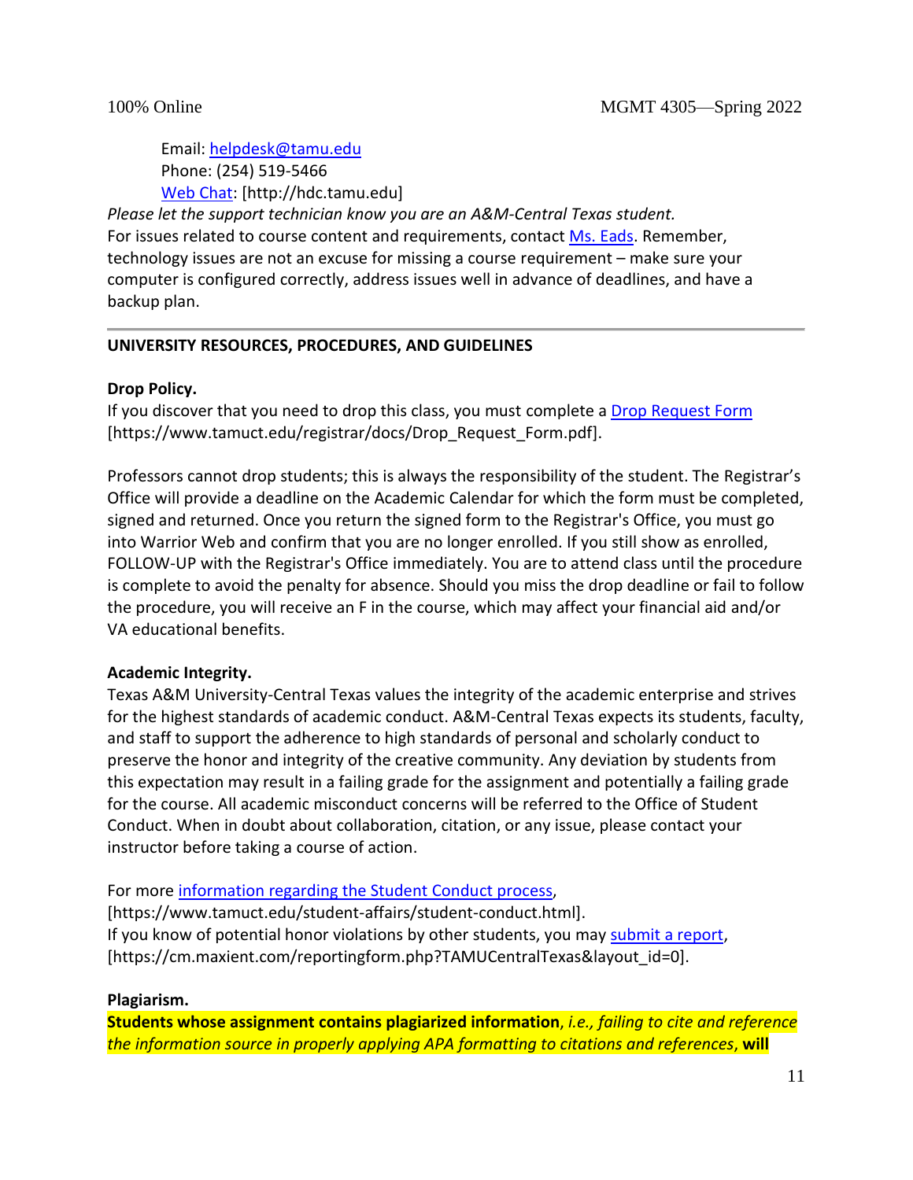Email: [helpdesk@tamu.edu](mailto:helpdesk@tamu.edu)
Phone: (254) 519-5466
[Web Chat](http://hdc.tamu.edu): [http://hdc.tamu.edu]

*Please let the support technician know you are an A&M-Central Texas student.*
For issues related to course content and requirements, contact Ms. Eads. Remember, technology issues are not an excuse for missing a course requirement – make sure your computer is configured correctly, address issues well in advance of deadlines, and have a backup plan.

---

**UNIVERSITY RESOURCES, PROCEDURES, AND GUIDELINES**

**Drop Policy.**
If you discover that you need to drop this class, you must complete a [Drop Request Form](https://www.tamuct.edu/registrar/docs/Drop_Request_Form.pdf) [https://www.tamuct.edu/registrar/docs/Drop_Request_Form.pdf].

Professors cannot drop students; this is always the responsibility of the student. The Registrar's Office will provide a deadline on the Academic Calendar for which the form must be completed, signed and returned. Once you return the signed form to the Registrar's Office, you must go into Warrior Web and confirm that you are no longer enrolled. If you still show as enrolled, FOLLOW-UP with the Registrar's Office immediately. You are to attend class until the procedure is complete to avoid the penalty for absence. Should you miss the drop deadline or fail to follow the procedure, you will receive an F in the course, which may affect your financial aid and/or VA educational benefits.

**Academic Integrity.**
Texas A&M University-Central Texas values the integrity of the academic enterprise and strives for the highest standards of academic conduct. A&M-Central Texas expects its students, faculty, and staff to support the adherence to high standards of personal and scholarly conduct to preserve the honor and integrity of the creative community. Any deviation by students from this expectation may result in a failing grade for the assignment and potentially a failing grade for the course. All academic misconduct concerns will be referred to the Office of Student Conduct. When in doubt about collaboration, citation, or any issue, please contact your instructor before taking a course of action.

For more [information regarding the Student Conduct process](https://www.tamuct.edu/student-affairs/student-conduct.html),
[https://www.tamuct.edu/student-affairs/student-conduct.html].
If you know of potential honor violations by other students, you may [submit a report](https://cm.maxient.com/reportingform.php?TAMUCentralTexas&layout_id=0),
[https://cm.maxient.com/reportingform.php?TAMUCentralTexas&layout_id=0].

**Plagiarism.**
**Students whose assignment contains plagiarized information**, *i.e., failing to cite and reference the information source in properly applying APA formatting to citations and references*, **will**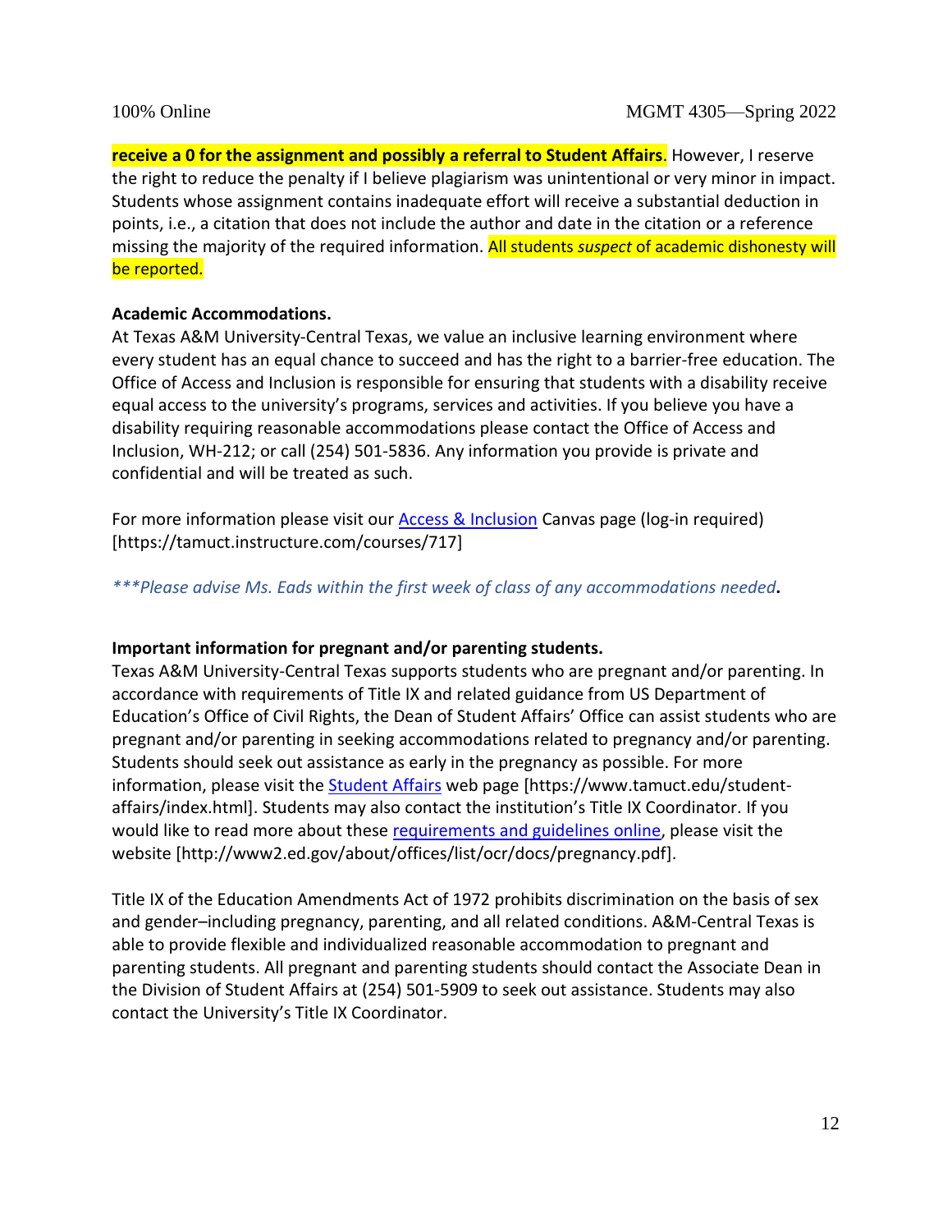**receive a 0 for the assignment and possibly a referral to Student Affairs**. However, I reserve the right to reduce the penalty if I believe plagiarism was unintentional or very minor in impact. Students whose assignment contains inadequate effort will receive a substantial deduction in points, i.e., a citation that does not include the author and date in the citation or a reference missing the majority of the required information. All students *suspect* of academic dishonesty will be reported.

**Academic Accommodations.**

At Texas A&M University-Central Texas, we value an inclusive learning environment where every student has an equal chance to succeed and has the right to a barrier-free education. The Office of Access and Inclusion is responsible for ensuring that students with a disability receive equal access to the university's programs, services and activities. If you believe you have a disability requiring reasonable accommodations please contact the Office of Access and Inclusion, WH-212; or call (254) 501-5836. Any information you provide is private and confidential and will be treated as such.

For more information please visit our Access & Inclusion Canvas page (log-in required) [https://tamuct.instructure.com/courses/717]

****Please advise Ms. Eads within the first week of class of any accommodations needed*.**

**Important information for pregnant and/or parenting students.**

Texas A&M University-Central Texas supports students who are pregnant and/or parenting. In accordance with requirements of Title IX and related guidance from US Department of Education's Office of Civil Rights, the Dean of Student Affairs' Office can assist students who are pregnant and/or parenting in seeking accommodations related to pregnancy and/or parenting. Students should seek out assistance as early in the pregnancy as possible. For more information, please visit the Student Affairs web page [https://www.tamuct.edu/student-affairs/index.html]. Students may also contact the institution's Title IX Coordinator. If you would like to read more about these requirements and guidelines online, please visit the website [http://www2.ed.gov/about/offices/list/ocr/docs/pregnancy.pdf].

Title IX of the Education Amendments Act of 1972 prohibits discrimination on the basis of sex and gender–including pregnancy, parenting, and all related conditions. A&M-Central Texas is able to provide flexible and individualized reasonable accommodation to pregnant and parenting students. All pregnant and parenting students should contact the Associate Dean in the Division of Student Affairs at (254) 501-5909 to seek out assistance. Students may also contact the University's Title IX Coordinator.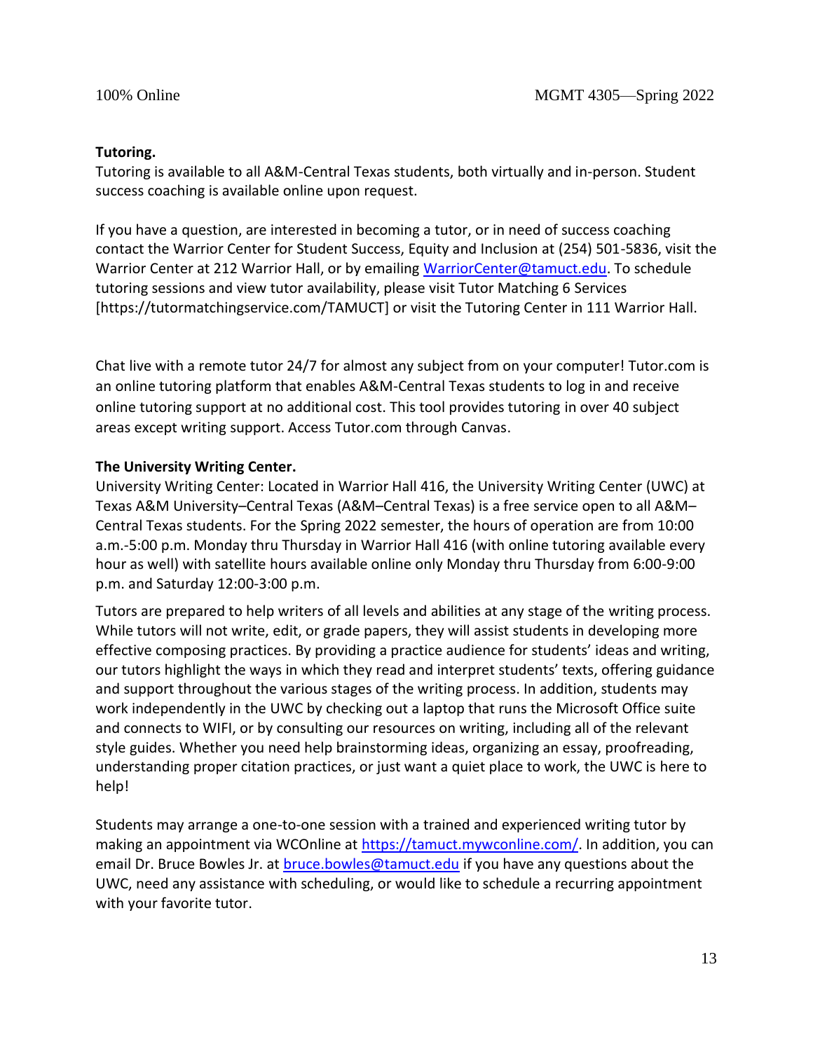**Tutoring.**

Tutoring is available to all A&M-Central Texas students, both virtually and in-person. Student success coaching is available online upon request.

If you have a question, are interested in becoming a tutor, or in need of success coaching contact the Warrior Center for Student Success, Equity and Inclusion at (254) 501-5836, visit the Warrior Center at 212 Warrior Hall, or by emailing [WarriorCenter@tamuct.edu](mailto:WarriorCenter@tamuct.edu). To schedule tutoring sessions and view tutor availability, please visit Tutor Matching 6 Services [https://tutormatchingservice.com/TAMUCT] or visit the Tutoring Center in 111 Warrior Hall.

Chat live with a remote tutor 24/7 for almost any subject from on your computer! Tutor.com is an online tutoring platform that enables A&M-Central Texas students to log in and receive online tutoring support at no additional cost. This tool provides tutoring in over 40 subject areas except writing support. Access Tutor.com through Canvas.

**The University Writing Center.**

University Writing Center: Located in Warrior Hall 416, the University Writing Center (UWC) at Texas A&M University–Central Texas (A&M–Central Texas) is a free service open to all A&M–Central Texas students. For the Spring 2022 semester, the hours of operation are from 10:00 a.m.-5:00 p.m. Monday thru Thursday in Warrior Hall 416 (with online tutoring available every hour as well) with satellite hours available online only Monday thru Thursday from 6:00-9:00 p.m. and Saturday 12:00-3:00 p.m.

Tutors are prepared to help writers of all levels and abilities at any stage of the writing process. While tutors will not write, edit, or grade papers, they will assist students in developing more effective composing practices. By providing a practice audience for students' ideas and writing, our tutors highlight the ways in which they read and interpret students' texts, offering guidance and support throughout the various stages of the writing process. In addition, students may work independently in the UWC by checking out a laptop that runs the Microsoft Office suite and connects to WIFI, or by consulting our resources on writing, including all of the relevant style guides. Whether you need help brainstorming ideas, organizing an essay, proofreading, understanding proper citation practices, or just want a quiet place to work, the UWC is here to help!

Students may arrange a one-to-one session with a trained and experienced writing tutor by making an appointment via WCOnline at [https://tamuct.mywconline.com/](https://tamuct.mywconline.com/). In addition, you can email Dr. Bruce Bowles Jr. at [bruce.bowles@tamuct.edu](mailto:bruce.bowles@tamuct.edu) if you have any questions about the UWC, need any assistance with scheduling, or would like to schedule a recurring appointment with your favorite tutor.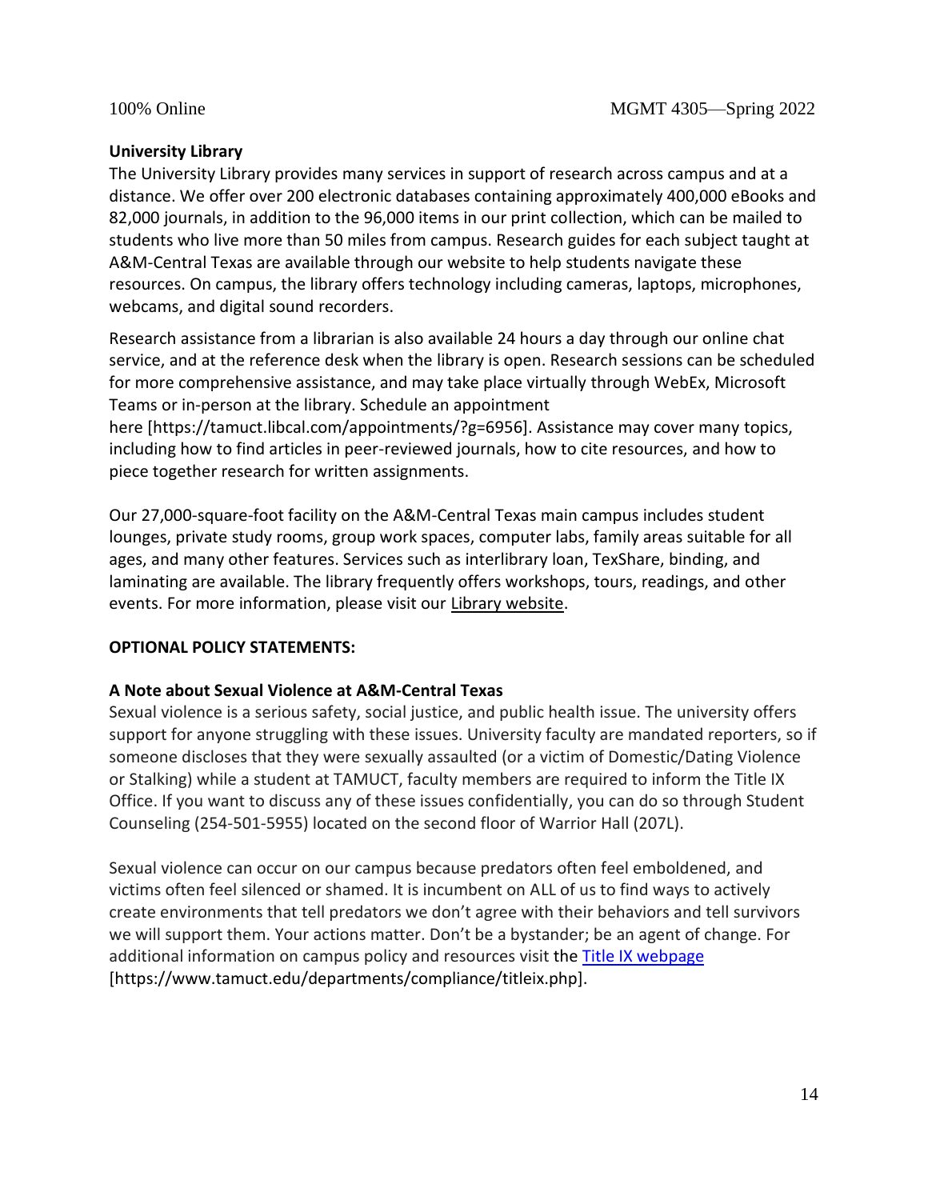**University Library**

The University Library provides many services in support of research across campus and at a distance. We offer over 200 electronic databases containing approximately 400,000 eBooks and 82,000 journals, in addition to the 96,000 items in our print collection, which can be mailed to students who live more than 50 miles from campus. Research guides for each subject taught at A&M-Central Texas are available through our website to help students navigate these resources. On campus, the library offers technology including cameras, laptops, microphones, webcams, and digital sound recorders.

Research assistance from a librarian is also available 24 hours a day through our online chat service, and at the reference desk when the library is open. Research sessions can be scheduled for more comprehensive assistance, and may take place virtually through WebEx, Microsoft Teams or in-person at the library. Schedule an appointment here [https://tamuct.libcal.com/appointments/?g=6956]. Assistance may cover many topics, including how to find articles in peer-reviewed journals, how to cite resources, and how to piece together research for written assignments.

Our 27,000-square-foot facility on the A&M-Central Texas main campus includes student lounges, private study rooms, group work spaces, computer labs, family areas suitable for all ages, and many other features. Services such as interlibrary loan, TexShare, binding, and laminating are available. The library frequently offers workshops, tours, readings, and other events. For more information, please visit our Library website.

**OPTIONAL POLICY STATEMENTS:**

**A Note about Sexual Violence at A&M-Central Texas**

Sexual violence is a serious safety, social justice, and public health issue. The university offers support for anyone struggling with these issues. University faculty are mandated reporters, so if someone discloses that they were sexually assaulted (or a victim of Domestic/Dating Violence or Stalking) while a student at TAMUCT, faculty members are required to inform the Title IX Office. If you want to discuss any of these issues confidentially, you can do so through Student Counseling (254-501-5955) located on the second floor of Warrior Hall (207L).

Sexual violence can occur on our campus because predators often feel emboldened, and victims often feel silenced or shamed. It is incumbent on ALL of us to find ways to actively create environments that tell predators we don't agree with their behaviors and tell survivors we will support them. Your actions matter. Don't be a bystander; be an agent of change. For additional information on campus policy and resources visit the Title IX webpage [https://www.tamuct.edu/departments/compliance/titleix.php].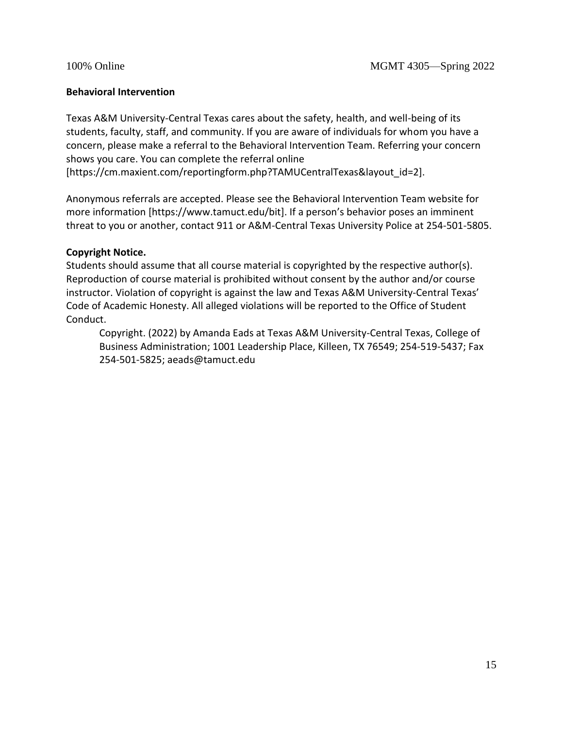**Behavioral Intervention**

Texas A&M University-Central Texas cares about the safety, health, and well-being of its students, faculty, staff, and community. If you are aware of individuals for whom you have a concern, please make a referral to the Behavioral Intervention Team. Referring your concern shows you care. You can complete the referral online [https://cm.maxient.com/reportingform.php?TAMUCentralTexas&layout_id=2].

Anonymous referrals are accepted. Please see the Behavioral Intervention Team website for more information [https://www.tamuct.edu/bit]. If a person's behavior poses an imminent threat to you or another, contact 911 or A&M-Central Texas University Police at 254-501-5805.

**Copyright Notice.**

Students should assume that all course material is copyrighted by the respective author(s). Reproduction of course material is prohibited without consent by the author and/or course instructor. Violation of copyright is against the law and Texas A&M University-Central Texas' Code of Academic Honesty. All alleged violations will be reported to the Office of Student Conduct.

> Copyright. (2022) by Amanda Eads at Texas A&M University-Central Texas, College of Business Administration; 1001 Leadership Place, Killeen, TX 76549; 254-519-5437; Fax 254-501-5825; aeads@tamuct.edu